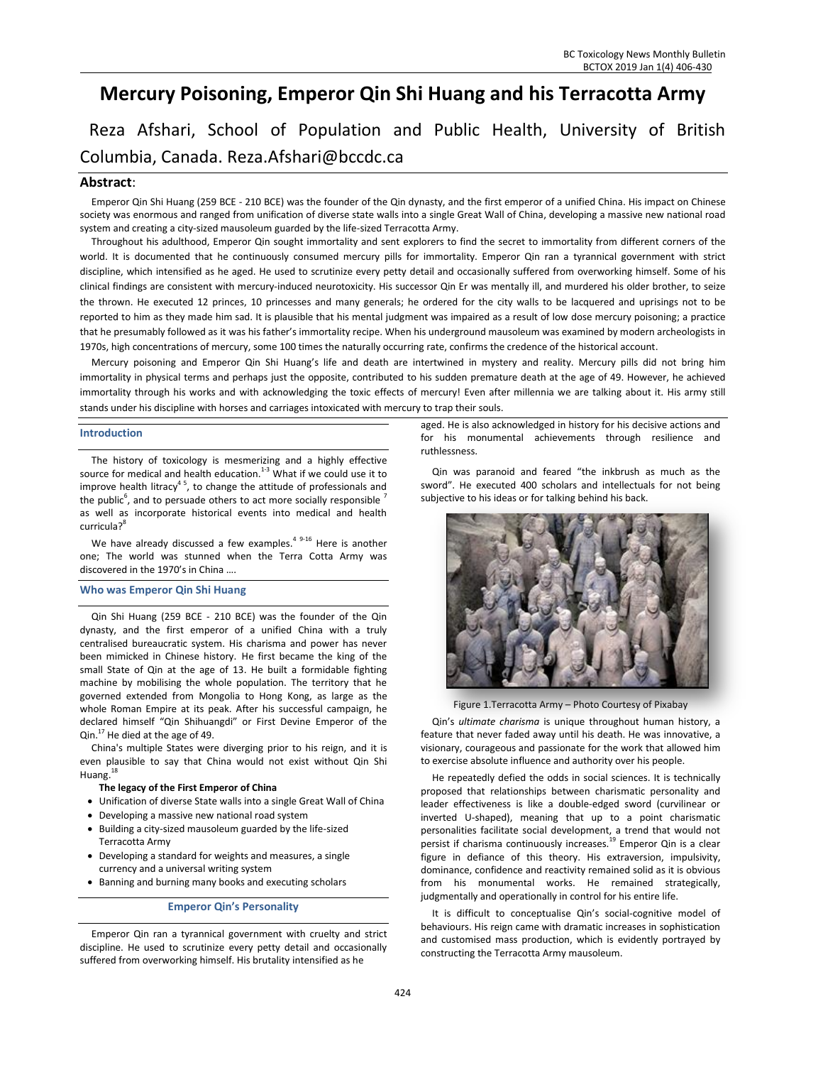# Mercury Poisoning, Emperor Qin Shi Huang and his Terracotta Army

Reza Afshari, School of Population and Public Health, University of British Columbia, Canada. Reza.Afshari@bccdc.ca

## Abstract:

Emperor Qin Shi Huang (259 BCE - 210 BCE) was the founder of the Qin dynasty, and the first emperor of a unified China. His impact on Chinese society was enormous and ranged from unification of diverse state walls into a single Great Wall of China, developing a massive new national road system and creating a city-sized mausoleum guarded by the life-sized Terracotta Army.

Throughout his adulthood, Emperor Qin sought immortality and sent explorers to find the secret to immortality from different corners of the world. It is documented that he continuously consumed mercury pills for immortality. Emperor Qin ran a tyrannical government with strict discipline, which intensified as he aged. He used to scrutinize every petty detail and occasionally suffered from overworking himself. Some of his clinical findings are consistent with mercury-induced neurotoxicity. His successor Qin Er was mentally ill, and murdered his older brother, to seize the thrown. He executed 12 princes, 10 princesses and many generals; he ordered for the city walls to be lacquered and uprisings not to be reported to him as they made him sad. It is plausible that his mental judgment was impaired as a result of low dose mercury poisoning; a practice that he presumably followed as it was his father's immortality recipe. When his underground mausoleum was examined by modern archeologists in 1970s, high concentrations of mercury, some 100 times the naturally occurring rate, confirms the credence of the historical account.

Mercury poisoning and Emperor Qin Shi Huang's life and death are intertwined in mystery and reality. Mercury pills did not bring him immortality in physical terms and perhaps just the opposite, contributed to his sudden premature death at the age of 49. However, he achieved immortality through his works and with acknowledging the toxic effects of mercury! Even after millennia we are talking about it. His army still stands under his discipline with horses and carriages intoxicated with mercury to trap their souls.

## Introduction

The history of toxicology is mesmerizing and a highly effective source for medical and health education.[1-3] What if we could use it to improve health litracy[4 5], to change the attitude of professionals and the public[6], and to persuade others to act more socially responsible [7] as well as incorporate historical events into medical and health curricula?[8]

We have already discussed a few examples.[4 9-16] Here is another one; The world was stunned when the Terra Cotta Army was discovered in the 1970's in China ….

## Who was Emperor Qin Shi Huang

Qin Shi Huang (259 BCE - 210 BCE) was the founder of the Qin dynasty, and the first emperor of a unified China with a truly centralised bureaucratic system. His charisma and power has never been mimicked in Chinese history. He first became the king of the small State of Qin at the age of 13. He built a formidable fighting machine by mobilising the whole population. The territory that he governed extended from Mongolia to Hong Kong, as large as the whole Roman Empire at its peak. After his successful campaign, he declared himself "Qin Shihuangdi" or First Devine Emperor of the Qin.[17] He died at the age of 49.

China's multiple States were diverging prior to his reign, and it is even plausible to say that China would not exist without Qin Shi Huang.[18]

**The legacy of the First Emperor of China**

- Unification of diverse State walls into a single Great Wall of China
- Developing a massive new national road system
- Building a city-sized mausoleum guarded by the life-sized Terracotta Army
- Developing a standard for weights and measures, a single currency and a universal writing system
- Banning and burning many books and executing scholars

## Emperor Qin's Personality

Emperor Qin ran a tyrannical government with cruelty and strict discipline. He used to scrutinize every petty detail and occasionally suffered from overworking himself. His brutality intensified as he aged. He is also acknowledged in history for his decisive actions and for his monumental achievements through resilience and ruthlessness.

Qin was paranoid and feared "the inkbrush as much as the sword". He executed 400 scholars and intellectuals for not being subjective to his ideas or for talking behind his back.

Figure 1.Terracotta Army – Photo Courtesy of Pixabay

Qin's *ultimate charisma* is unique throughout human history, a feature that never faded away until his death. He was innovative, a visionary, courageous and passionate for the work that allowed him to exercise absolute influence and authority over his people.

He repeatedly defied the odds in social sciences. It is technically proposed that relationships between charismatic personality and leader effectiveness is like a double-edged sword (curvilinear or inverted U-shaped), meaning that up to a point charismatic personalities facilitate social development, a trend that would not persist if charisma continuously increases.[19] Emperor Qin is a clear figure in defiance of this theory. His extraversion, impulsivity, dominance, confidence and reactivity remained solid as it is obvious from his monumental works. He remained strategically, judgmentally and operationally in control for his entire life.

It is difficult to conceptualise Qin's social-cognitive model of behaviours. His reign came with dramatic increases in sophistication and customised mass production, which is evidently portrayed by constructing the Terracotta Army mausoleum.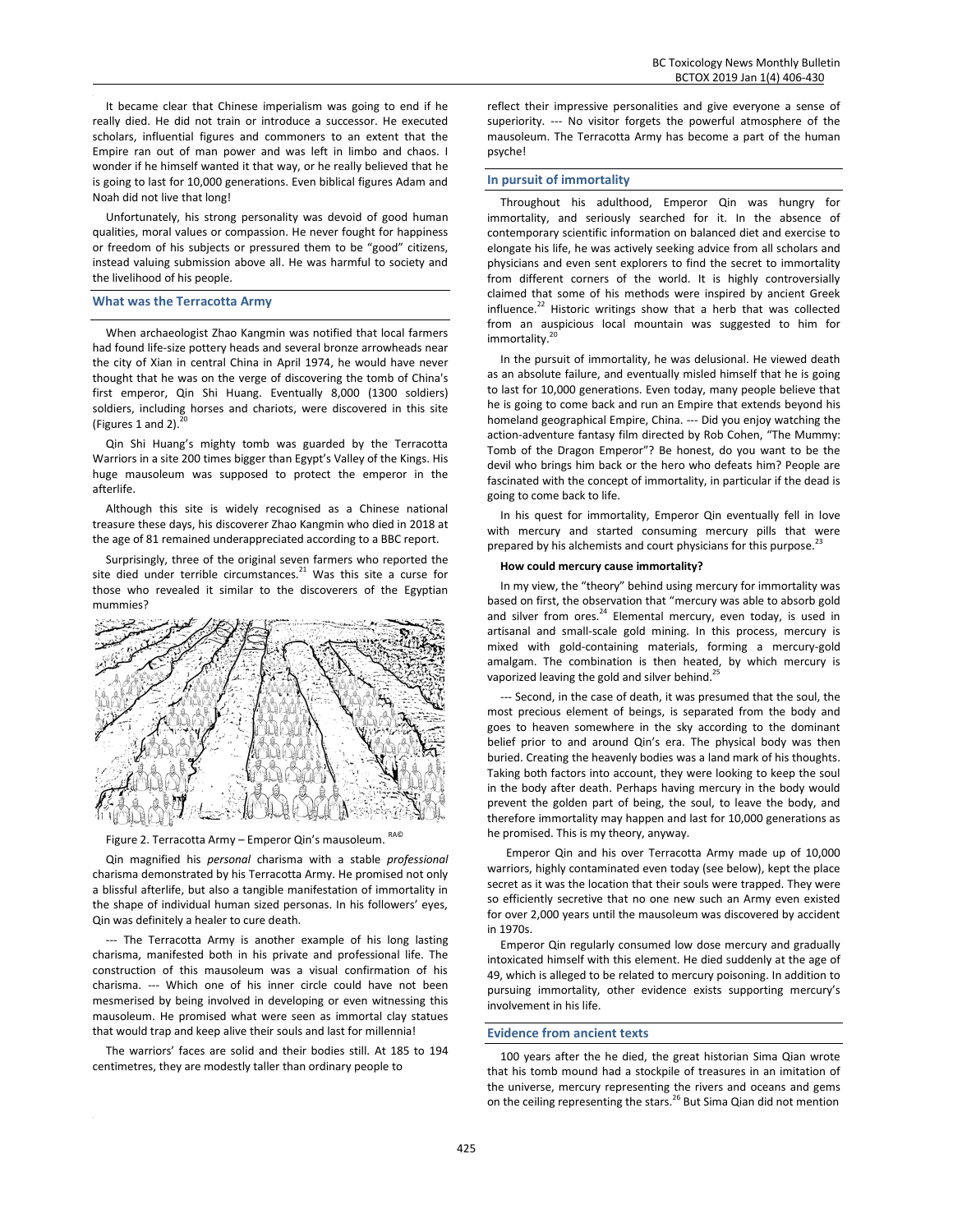It became clear that Chinese imperialism was going to end if he really died. He did not train or introduce a successor. He executed scholars, influential figures and commoners to an extent that the Empire ran out of man power and was left in limbo and chaos. I wonder if he himself wanted it that way, or he really believed that he is going to last for 10,000 generations. Even biblical figures Adam and Noah did not live that long!

Unfortunately, his strong personality was devoid of good human qualities, moral values or compassion. He never fought for happiness or freedom of his subjects or pressured them to be "good" citizens, instead valuing submission above all. He was harmful to society and the livelihood of his people.

## What was the Terracotta Army

When archaeologist Zhao Kangmin was notified that local farmers had found life-size pottery heads and several bronze arrowheads near the city of Xian in central China in April 1974, he would have never thought that he was on the verge of discovering the tomb of China's first emperor, Qin Shi Huang. Eventually 8,000 (1300 soldiers) soldiers, including horses and chariots, were discovered in this site (Figures 1 and 2).[20]

Qin Shi Huang's mighty tomb was guarded by the Terracotta Warriors in a site 200 times bigger than Egypt's Valley of the Kings. His huge mausoleum was supposed to protect the emperor in the afterlife.

Although this site is widely recognised as a Chinese national treasure these days, his discoverer Zhao Kangmin who died in 2018 at the age of 81 remained underappreciated according to a BBC report.

Surprisingly, three of the original seven farmers who reported the site died under terrible circumstances.[21] Was this site a curse for those who revealed it similar to the discoverers of the Egyptian mummies?

Figure 2. Terracotta Army – Emperor Qin's mausoleum. RA©

Qin magnified his *personal* charisma with a stable *professional* charisma demonstrated by his Terracotta Army. He promised not only a blissful afterlife, but also a tangible manifestation of immortality in the shape of individual human sized personas. In his followers' eyes, Qin was definitely a healer to cure death.

--- The Terracotta Army is another example of his long lasting charisma, manifested both in his private and professional life. The construction of this mausoleum was a visual confirmation of his charisma. --- Which one of his inner circle could have not been mesmerised by being involved in developing or even witnessing this mausoleum. He promised what were seen as immortal clay statues that would trap and keep alive their souls and last for millennia!

The warriors' faces are solid and their bodies still. At 185 to 194 centimetres, they are modestly taller than ordinary people to reflect their impressive personalities and give everyone a sense of superiority. --- No visitor forgets the powerful atmosphere of the mausoleum. The Terracotta Army has become a part of the human psyche!

## In pursuit of immortality

Throughout his adulthood, Emperor Qin was hungry for immortality, and seriously searched for it. In the absence of contemporary scientific information on balanced diet and exercise to elongate his life, he was actively seeking advice from all scholars and physicians and even sent explorers to find the secret to immortality from different corners of the world. It is highly controversially claimed that some of his methods were inspired by ancient Greek influence.[22] Historic writings show that a herb that was collected from an auspicious local mountain was suggested to him for immortality.[20]

In the pursuit of immortality, he was delusional. He viewed death as an absolute failure, and eventually misled himself that he is going to last for 10,000 generations. Even today, many people believe that he is going to come back and run an Empire that extends beyond his homeland geographical Empire, China. --- Did you enjoy watching the action-adventure fantasy film directed by Rob Cohen, "The Mummy: Tomb of the Dragon Emperor"? Be honest, do you want to be the devil who brings him back or the hero who defeats him? People are fascinated with the concept of immortality, in particular if the dead is going to come back to life.

In his quest for immortality, Emperor Qin eventually fell in love with mercury and started consuming mercury pills that were prepared by his alchemists and court physicians for this purpose.[23]

**How could mercury cause immortality?**

In my view, the "theory" behind using mercury for immortality was based on first, the observation that "mercury was able to absorb gold and silver from ores.[24] Elemental mercury, even today, is used in artisanal and small-scale gold mining. In this process, mercury is mixed with gold-containing materials, forming a mercury-gold amalgam. The combination is then heated, by which mercury is vaporized leaving the gold and silver behind.[25]

--- Second, in the case of death, it was presumed that the soul, the most precious element of beings, is separated from the body and goes to heaven somewhere in the sky according to the dominant belief prior to and around Qin's era. The physical body was then buried. Creating the heavenly bodies was a land mark of his thoughts. Taking both factors into account, they were looking to keep the soul in the body after death. Perhaps having mercury in the body would prevent the golden part of being, the soul, to leave the body, and therefore immortality may happen and last for 10,000 generations as he promised. This is my theory, anyway.

Emperor Qin and his over Terracotta Army made up of 10,000 warriors, highly contaminated even today (see below), kept the place secret as it was the location that their souls were trapped. They were so efficiently secretive that no one new such an Army even existed for over 2,000 years until the mausoleum was discovered by accident in 1970s.

Emperor Qin regularly consumed low dose mercury and gradually intoxicated himself with this element. He died suddenly at the age of 49, which is alleged to be related to mercury poisoning. In addition to pursuing immortality, other evidence exists supporting mercury's involvement in his life.

## Evidence from ancient texts

100 years after the he died, the great historian Sima Qian wrote that his tomb mound had a stockpile of treasures in an imitation of the universe, mercury representing the rivers and oceans and gems on the ceiling representing the stars.[26] But Sima Qian did not mention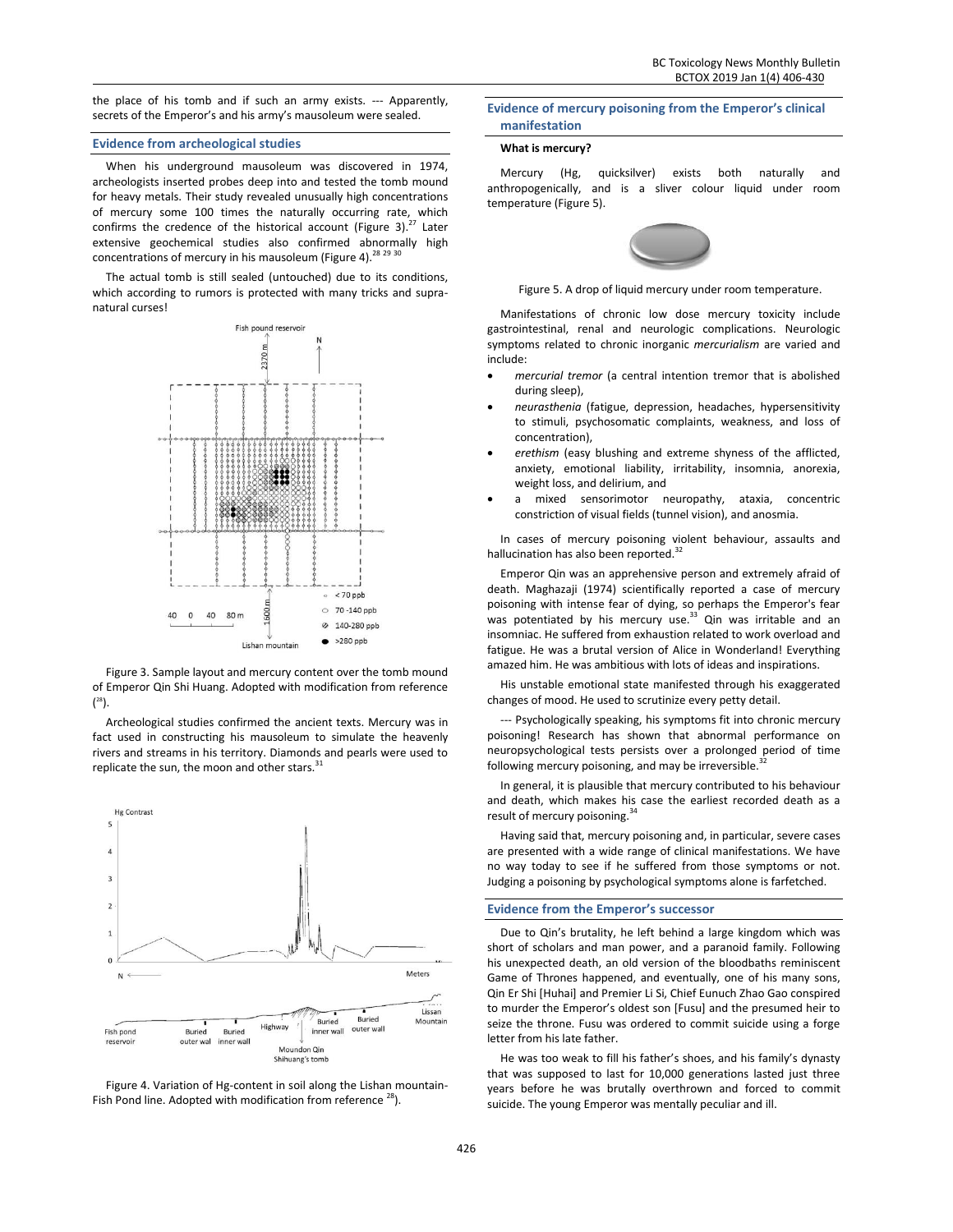the place of his tomb and if such an army exists. --- Apparently, secrets of the Emperor's and his army's mausoleum were sealed.

## Evidence from archeological studies

When his underground mausoleum was discovered in 1974, archeologists inserted probes deep into and tested the tomb mound for heavy metals. Their study revealed unusually high concentrations of mercury some 100 times the naturally occurring rate, which confirms the credence of the historical account (Figure 3).[27] Later extensive geochemical studies also confirmed abnormally high concentrations of mercury in his mausoleum (Figure 4).[28 29 30]

The actual tomb is still sealed (untouched) due to its conditions, which according to rumors is protected with many tricks and supra-natural curses!

Figure 3. Sample layout and mercury content over the tomb mound of Emperor Qin Shi Huang. Adopted with modification from reference ([28]).

Archeological studies confirmed the ancient texts. Mercury was in fact used in constructing his mausoleum to simulate the heavenly rivers and streams in his territory. Diamonds and pearls were used to replicate the sun, the moon and other stars.[31]

Figure 4. Variation of Hg-content in soil along the Lishan mountain-Fish Pond line. Adopted with modification from reference [28]).

## Evidence of mercury poisoning from the Emperor's clinical manifestation

### What is mercury?

Mercury (Hg, quicksilver) exists both naturally and anthropogenically, and is a sliver colour liquid under room temperature (Figure 5).

Figure 5. A drop of liquid mercury under room temperature.

Manifestations of chronic low dose mercury toxicity include gastrointestinal, renal and neurologic complications. Neurologic symptoms related to chronic inorganic *mercurialism* are varied and include:

- *mercurial tremor* (a central intention tremor that is abolished during sleep),
- *neurasthenia* (fatigue, depression, headaches, hypersensitivity to stimuli, psychosomatic complaints, weakness, and loss of concentration),
- *erethism* (easy blushing and extreme shyness of the afflicted, anxiety, emotional liability, irritability, insomnia, anorexia, weight loss, and delirium, and
- a mixed sensorimotor neuropathy, ataxia, concentric constriction of visual fields (tunnel vision), and anosmia.

In cases of mercury poisoning violent behaviour, assaults and hallucination has also been reported.[32]

Emperor Qin was an apprehensive person and extremely afraid of death. Maghazaji (1974) scientifically reported a case of mercury poisoning with intense fear of dying, so perhaps the Emperor's fear was potentiated by his mercury use.[33] Qin was irritable and an insomniac. He suffered from exhaustion related to work overload and fatigue. He was a brutal version of Alice in Wonderland! Everything amazed him. He was ambitious with lots of ideas and inspirations.

His unstable emotional state manifested through his exaggerated changes of mood. He used to scrutinize every petty detail.

--- Psychologically speaking, his symptoms fit into chronic mercury poisoning! Research has shown that abnormal performance on neuropsychological tests persists over a prolonged period of time following mercury poisoning, and may be irreversible.[32]

In general, it is plausible that mercury contributed to his behaviour and death, which makes his case the earliest recorded death as a result of mercury poisoning.[34]

Having said that, mercury poisoning and, in particular, severe cases are presented with a wide range of clinical manifestations. We have no way today to see if he suffered from those symptoms or not. Judging a poisoning by psychological symptoms alone is farfetched.

## Evidence from the Emperor's successor

Due to Qin's brutality, he left behind a large kingdom which was short of scholars and man power, and a paranoid family. Following his unexpected death, an old version of the bloodbaths reminiscent Game of Thrones happened, and eventually, one of his many sons, Qin Er Shi [Huhai] and Premier Li Si, Chief Eunuch Zhao Gao conspired to murder the Emperor's oldest son [Fusu] and the presumed heir to seize the throne. Fusu was ordered to commit suicide using a forge letter from his late father.

He was too weak to fill his father's shoes, and his family's dynasty that was supposed to last for 10,000 generations lasted just three years before he was brutally overthrown and forced to commit suicide. The young Emperor was mentally peculiar and ill.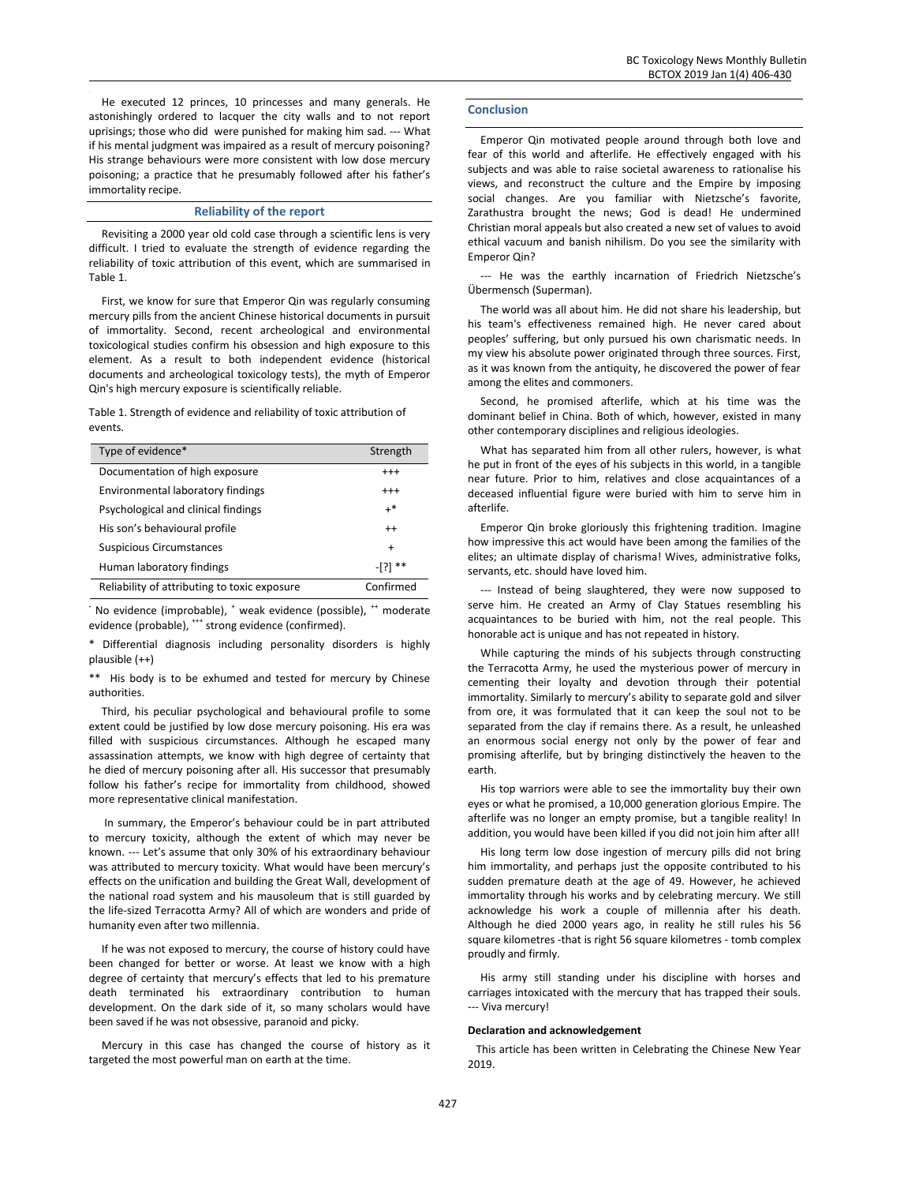He executed 12 princes, 10 princesses and many generals. He astonishingly ordered to lacquer the city walls and to not report uprisings; those who did were punished for making him sad. --- What if his mental judgment was impaired as a result of mercury poisoning? His strange behaviours were more consistent with low dose mercury poisoning; a practice that he presumably followed after his father's immortality recipe.

## Reliability of the report

Revisiting a 2000 year old cold case through a scientific lens is very difficult. I tried to evaluate the strength of evidence regarding the reliability of toxic attribution of this event, which are summarised in Table 1.

First, we know for sure that Emperor Qin was regularly consuming mercury pills from the ancient Chinese historical documents in pursuit of immortality. Second, recent archeological and environmental toxicological studies confirm his obsession and high exposure to this element. As a result to both independent evidence (historical documents and archeological toxicology tests), the myth of Emperor Qin's high mercury exposure is scientifically reliable.

Table 1. Strength of evidence and reliability of toxic attribution of events.

| Type of evidence* | Strength |
|---|---|
| Documentation of high exposure | +++ |
| Environmental laboratory findings | +++ |
| Psychological and clinical findings | +* |
| His son's behavioural profile | ++ |
| Suspicious Circumstances | + |
| Human laboratory findings | -[?] ** |
| Reliability of attributing to toxic exposure | Confirmed |

[-] No evidence (improbable), [+] weak evidence (possible), [++] moderate evidence (probable), [+++] strong evidence (confirmed).

\* Differential diagnosis including personality disorders is highly plausible (++)

\*\* His body is to be exhumed and tested for mercury by Chinese authorities.

Third, his peculiar psychological and behavioural profile to some extent could be justified by low dose mercury poisoning. His era was filled with suspicious circumstances. Although he escaped many assassination attempts, we know with high degree of certainty that he died of mercury poisoning after all. His successor that presumably follow his father's recipe for immortality from childhood, showed more representative clinical manifestation.

In summary, the Emperor's behaviour could be in part attributed to mercury toxicity, although the extent of which may never be known. --- Let's assume that only 30% of his extraordinary behaviour was attributed to mercury toxicity. What would have been mercury's effects on the unification and building the Great Wall, development of the national road system and his mausoleum that is still guarded by the life-sized Terracotta Army? All of which are wonders and pride of humanity even after two millennia.

If he was not exposed to mercury, the course of history could have been changed for better or worse. At least we know with a high degree of certainty that mercury's effects that led to his premature death terminated his extraordinary contribution to human development. On the dark side of it, so many scholars would have been saved if he was not obsessive, paranoid and picky.

Mercury in this case has changed the course of history as it targeted the most powerful man on earth at the time.

## Conclusion

Emperor Qin motivated people around through both love and fear of this world and afterlife. He effectively engaged with his subjects and was able to raise societal awareness to rationalise his views, and reconstruct the culture and the Empire by imposing social changes. Are you familiar with Nietzsche's favorite, Zarathustra brought the news; God is dead! He undermined Christian moral appeals but also created a new set of values to avoid ethical vacuum and banish nihilism. Do you see the similarity with Emperor Qin?

--- He was the earthly incarnation of Friedrich Nietzsche's Übermensch (Superman).

The world was all about him. He did not share his leadership, but his team's effectiveness remained high. He never cared about peoples' suffering, but only pursued his own charismatic needs. In my view his absolute power originated through three sources. First, as it was known from the antiquity, he discovered the power of fear among the elites and commoners.

Second, he promised afterlife, which at his time was the dominant belief in China. Both of which, however, existed in many other contemporary disciplines and religious ideologies.

What has separated him from all other rulers, however, is what he put in front of the eyes of his subjects in this world, in a tangible near future. Prior to him, relatives and close acquaintances of a deceased influential figure were buried with him to serve him in afterlife.

Emperor Qin broke gloriously this frightening tradition. Imagine how impressive this act would have been among the families of the elites; an ultimate display of charisma! Wives, administrative folks, servants, etc. should have loved him.

--- Instead of being slaughtered, they were now supposed to serve him. He created an Army of Clay Statues resembling his acquaintances to be buried with him, not the real people. This honorable act is unique and has not repeated in history.

While capturing the minds of his subjects through constructing the Terracotta Army, he used the mysterious power of mercury in cementing their loyalty and devotion through their potential immortality. Similarly to mercury's ability to separate gold and silver from ore, it was formulated that it can keep the soul not to be separated from the clay if remains there. As a result, he unleashed an enormous social energy not only by the power of fear and promising afterlife, but by bringing distinctively the heaven to the earth.

His top warriors were able to see the immortality buy their own eyes or what he promised, a 10,000 generation glorious Empire. The afterlife was no longer an empty promise, but a tangible reality! In addition, you would have been killed if you did not join him after all!

His long term low dose ingestion of mercury pills did not bring him immortality, and perhaps just the opposite contributed to his sudden premature death at the age of 49. However, he achieved immortality through his works and by celebrating mercury. We still acknowledge his work a couple of millennia after his death. Although he died 2000 years ago, in reality he still rules his 56 square kilometres -that is right 56 square kilometres - tomb complex proudly and firmly.

His army still standing under his discipline with horses and carriages intoxicated with the mercury that has trapped their souls. --- Viva mercury!

**Declaration and acknowledgement**

This article has been written in Celebrating the Chinese New Year 2019.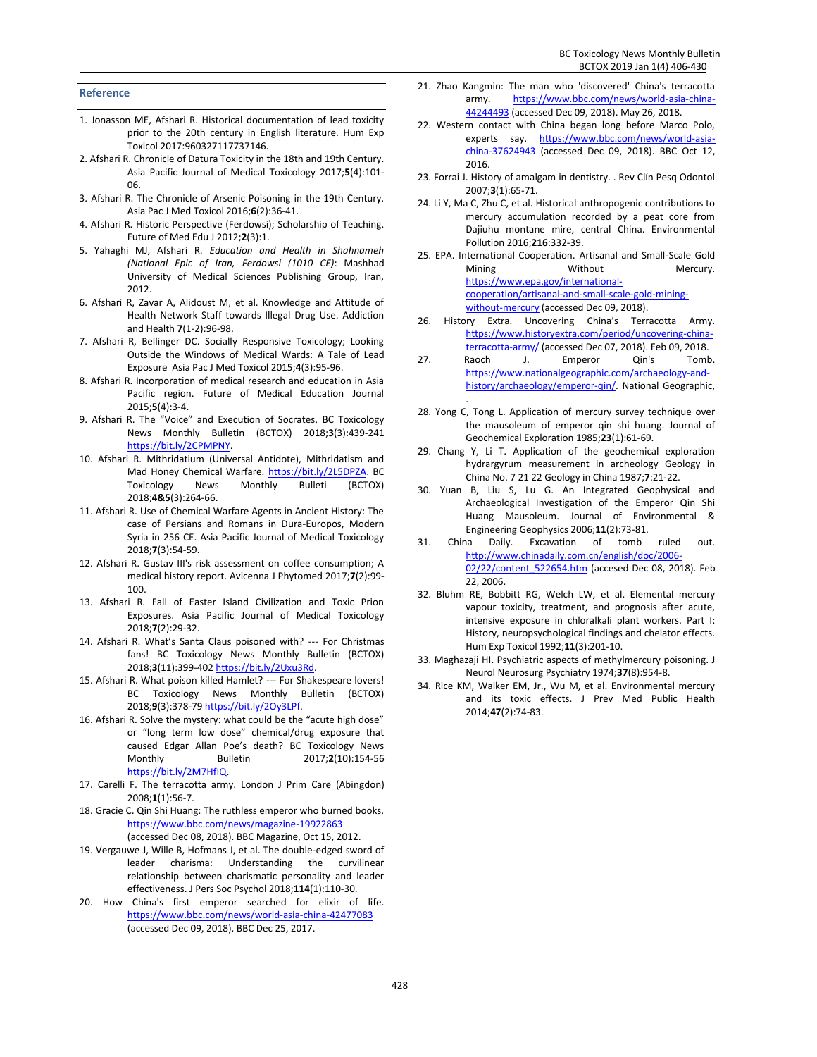## Reference

1. Jonasson ME, Afshari R. Historical documentation of lead toxicity prior to the 20th century in English literature. Hum Exp Toxicol 2017:960327117737146.
2. Afshari R. Chronicle of Datura Toxicity in the 18th and 19th Century. Asia Pacific Journal of Medical Toxicology 2017;**5**(4):101-06.
3. Afshari R. The Chronicle of Arsenic Poisoning in the 19th Century. Asia Pac J Med Toxicol 2016;**6**(2):36-41.
4. Afshari R. Historic Perspective (Ferdowsi); Scholarship of Teaching. Future of Med Edu J 2012;**2**(3):1.
5. Yahaghi MJ, Afshari R. *Education and Health in Shahnameh (National Epic of Iran, Ferdowsi (1010 CE)*: Mashhad University of Medical Sciences Publishing Group, Iran, 2012.
6. Afshari R, Zavar A, Alidoust M, et al. Knowledge and Attitude of Health Network Staff towards Illegal Drug Use. Addiction and Health **7**(1-2):96-98.
7. Afshari R, Bellinger DC. Socially Responsive Toxicology; Looking Outside the Windows of Medical Wards: A Tale of Lead Exposure Asia Pac J Med Toxicol 2015;**4**(3):95-96.
8. Afshari R. Incorporation of medical research and education in Asia Pacific region. Future of Medical Education Journal 2015;**5**(4):3-4.
9. Afshari R. The "Voice" and Execution of Socrates. BC Toxicology News Monthly Bulletin (BCTOX) 2018;**3**(3):439-241 https://bit.ly/2CPMPNY.
10. Afshari R. Mithridatium (Universal Antidote), Mithridatism and Mad Honey Chemical Warfare. https://bit.ly/2L5DPZA. BC Toxicology News Monthly Bulleti (BCTOX) 2018;**4&5**(3):264-66.
11. Afshari R. Use of Chemical Warfare Agents in Ancient History: The case of Persians and Romans in Dura-Europos, Modern Syria in 256 CE. Asia Pacific Journal of Medical Toxicology 2018;**7**(3):54-59.
12. Afshari R. Gustav III's risk assessment on coffee consumption; A medical history report. Avicenna J Phytomed 2017;**7**(2):99-100.
13. Afshari R. Fall of Easter Island Civilization and Toxic Prion Exposures. Asia Pacific Journal of Medical Toxicology 2018;**7**(2):29-32.
14. Afshari R. What's Santa Claus poisoned with? --- For Christmas fans! BC Toxicology News Monthly Bulletin (BCTOX) 2018;**3**(11):399-402 https://bit.ly/2Uxu3Rd.
15. Afshari R. What poison killed Hamlet? --- For Shakespeare lovers! BC Toxicology News Monthly Bulletin (BCTOX) 2018;**9**(3):378-79 https://bit.ly/2Oy3LPf.
16. Afshari R. Solve the mystery: what could be the "acute high dose" or "long term low dose" chemical/drug exposure that caused Edgar Allan Poe's death? BC Toxicology News Monthly Bulletin 2017;**2**(10):154-56 https://bit.ly/2M7HflQ.
17. Carelli F. The terracotta army. London J Prim Care (Abingdon) 2008;**1**(1):56-7.
18. Gracie C. Qin Shi Huang: The ruthless emperor who burned books. https://www.bbc.com/news/magazine-19922863 (accessed Dec 08, 2018). BBC Magazine, Oct 15, 2012.
19. Vergauwe J, Wille B, Hofmans J, et al. The double-edged sword of leader charisma: Understanding the curvilinear relationship between charismatic personality and leader effectiveness. J Pers Soc Psychol 2018;**114**(1):110-30.
20. How China's first emperor searched for elixir of life. https://www.bbc.com/news/world-asia-china-42477083 (accessed Dec 09, 2018). BBC Dec 25, 2017.
21. Zhao Kangmin: The man who 'discovered' China's terracotta army. https://www.bbc.com/news/world-asia-china-44244493 (accessed Dec 09, 2018). May 26, 2018.
22. Western contact with China began long before Marco Polo, experts say. https://www.bbc.com/news/world-asia-china-37624943 (accessed Dec 09, 2018). BBC Oct 12, 2016.
23. Forrai J. History of amalgam in dentistry. . Rev Clín Pesq Odontol 2007;**3**(1):65-71.
24. Li Y, Ma C, Zhu C, et al. Historical anthropogenic contributions to mercury accumulation recorded by a peat core from Dajiuhu montane mire, central China. Environmental Pollution 2016;**216**:332-39.
25. EPA. International Cooperation. Artisanal and Small-Scale Gold Mining Without Mercury. https://www.epa.gov/international-cooperation/artisanal-and-small-scale-gold-mining-without-mercury (accessed Dec 09, 2018).
26. History Extra. Uncovering China's Terracotta Army. https://www.historyextra.com/period/uncovering-china-terracotta-army/ (accessed Dec 07, 2018). Feb 09, 2018.
27. Raoch J. Emperor Qin's Tomb. https://www.nationalgeographic.com/archaeology-and-history/archaeology/emperor-qin/. National Geographic, .
28. Yong C, Tong L. Application of mercury survey technique over the mausoleum of emperor qin shi huang. Journal of Geochemical Exploration 1985;**23**(1):61-69.
29. Chang Y, Li T. Application of the geochemical exploration hydrargyrum measurement in archeology Geology in China No. 7 21 22 Geology in China 1987;**7**:21-22.
30. Yuan B, Liu S, Lu G. An Integrated Geophysical and Archaeological Investigation of the Emperor Qin Shi Huang Mausoleum. Journal of Environmental & Engineering Geophysics 2006;**11**(2):73-81.
31. China Daily. Excavation of tomb ruled out. http://www.chinadaily.com.cn/english/doc/2006-02/22/content_522654.htm (accesed Dec 08, 2018). Feb 22, 2006.
32. Bluhm RE, Bobbitt RG, Welch LW, et al. Elemental mercury vapour toxicity, treatment, and prognosis after acute, intensive exposure in chloralkali plant workers. Part I: History, neuropsychological findings and chelator effects. Hum Exp Toxicol 1992;**11**(3):201-10.
33. Maghazaji HI. Psychiatric aspects of methylmercury poisoning. J Neurol Neurosurg Psychiatry 1974;**37**(8):954-8.
34. Rice KM, Walker EM, Jr., Wu M, et al. Environmental mercury and its toxic effects. J Prev Med Public Health 2014;**47**(2):74-83.